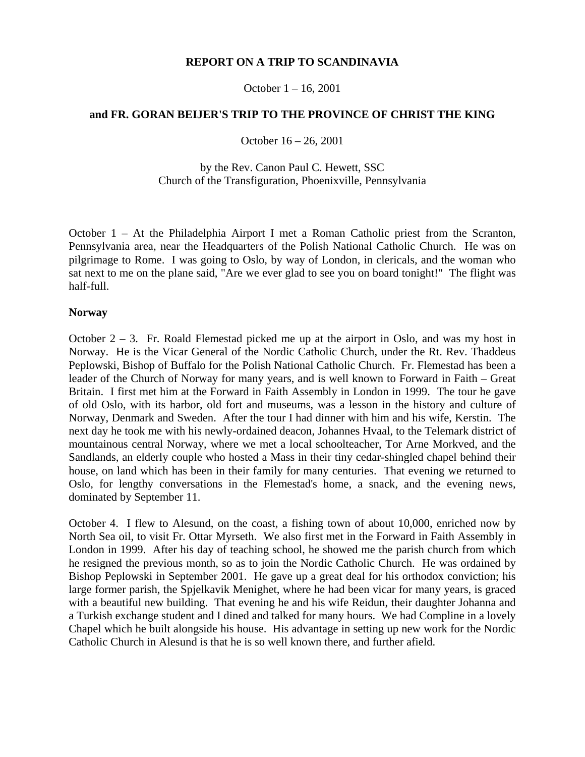**REPORT ON A TRIP TO SCANDINAVIA**

October 1 – 16, 2001

**and FR. GORAN BEIJER'S TRIP TO THE PROVINCE OF CHRIST THE KING**

October 16 – 26, 2001

by the Rev. Canon Paul C. Hewett, SSC
Church of the Transfiguration, Phoenixville, Pennsylvania

October 1 – At the Philadelphia Airport I met a Roman Catholic priest from the Scranton, Pennsylvania area, near the Headquarters of the Polish National Catholic Church. He was on pilgrimage to Rome. I was going to Oslo, by way of London, in clericals, and the woman who sat next to me on the plane said, "Are we ever glad to see you on board tonight!" The flight was half-full.

**Norway**

October 2 – 3. Fr. Roald Flemestad picked me up at the airport in Oslo, and was my host in Norway. He is the Vicar General of the Nordic Catholic Church, under the Rt. Rev. Thaddeus Peplowski, Bishop of Buffalo for the Polish National Catholic Church. Fr. Flemestad has been a leader of the Church of Norway for many years, and is well known to Forward in Faith – Great Britain. I first met him at the Forward in Faith Assembly in London in 1999. The tour he gave of old Oslo, with its harbor, old fort and museums, was a lesson in the history and culture of Norway, Denmark and Sweden. After the tour I had dinner with him and his wife, Kerstin. The next day he took me with his newly-ordained deacon, Johannes Hvaal, to the Telemark district of mountainous central Norway, where we met a local schoolteacher, Tor Arne Morkved, and the Sandlands, an elderly couple who hosted a Mass in their tiny cedar-shingled chapel behind their house, on land which has been in their family for many centuries. That evening we returned to Oslo, for lengthy conversations in the Flemestad's home, a snack, and the evening news, dominated by September 11.

October 4. I flew to Alesund, on the coast, a fishing town of about 10,000, enriched now by North Sea oil, to visit Fr. Ottar Myrseth. We also first met in the Forward in Faith Assembly in London in 1999. After his day of teaching school, he showed me the parish church from which he resigned the previous month, so as to join the Nordic Catholic Church. He was ordained by Bishop Peplowski in September 2001. He gave up a great deal for his orthodox conviction; his large former parish, the Spjelkavik Menighet, where he had been vicar for many years, is graced with a beautiful new building. That evening he and his wife Reidun, their daughter Johanna and a Turkish exchange student and I dined and talked for many hours. We had Compline in a lovely Chapel which he built alongside his house. His advantage in setting up new work for the Nordic Catholic Church in Alesund is that he is so well known there, and further afield.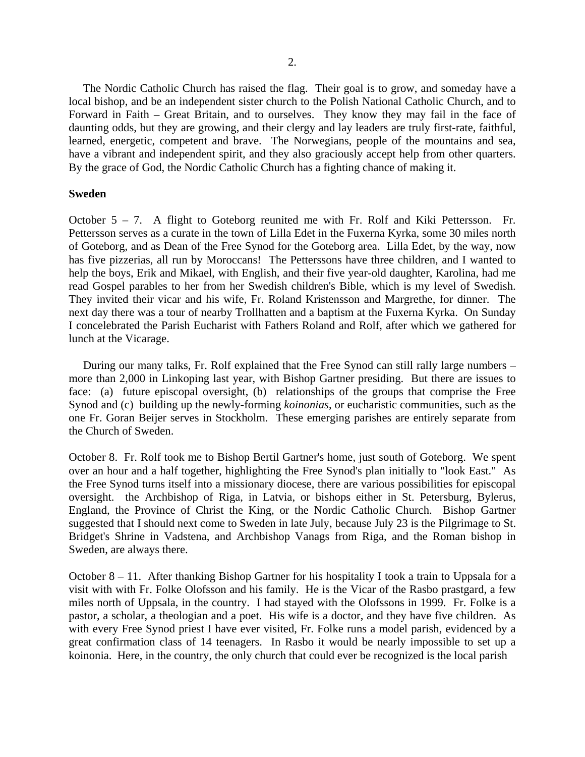The Nordic Catholic Church has raised the flag. Their goal is to grow, and someday have a local bishop, and be an independent sister church to the Polish National Catholic Church, and to Forward in Faith – Great Britain, and to ourselves. They know they may fail in the face of daunting odds, but they are growing, and their clergy and lay leaders are truly first-rate, faithful, learned, energetic, competent and brave. The Norwegians, people of the mountains and sea, have a vibrant and independent spirit, and they also graciously accept help from other quarters. By the grace of God, the Nordic Catholic Church has a fighting chance of making it.

**Sweden**

October 5 – 7. A flight to Goteborg reunited me with Fr. Rolf and Kiki Pettersson. Fr. Pettersson serves as a curate in the town of Lilla Edet in the Fuxerna Kyrka, some 30 miles north of Goteborg, and as Dean of the Free Synod for the Goteborg area. Lilla Edet, by the way, now has five pizzerias, all run by Moroccans! The Petterssons have three children, and I wanted to help the boys, Erik and Mikael, with English, and their five year-old daughter, Karolina, had me read Gospel parables to her from her Swedish children's Bible, which is my level of Swedish. They invited their vicar and his wife, Fr. Roland Kristensson and Margrethe, for dinner. The next day there was a tour of nearby Trollhatten and a baptism at the Fuxerna Kyrka. On Sunday I concelebrated the Parish Eucharist with Fathers Roland and Rolf, after which we gathered for lunch at the Vicarage.

During our many talks, Fr. Rolf explained that the Free Synod can still rally large numbers – more than 2,000 in Linkoping last year, with Bishop Gartner presiding. But there are issues to face: (a) future episcopal oversight, (b) relationships of the groups that comprise the Free Synod and (c) building up the newly-forming *koinonias*, or eucharistic communities, such as the one Fr. Goran Beijer serves in Stockholm. These emerging parishes are entirely separate from the Church of Sweden.

October 8. Fr. Rolf took me to Bishop Bertil Gartner's home, just south of Goteborg. We spent over an hour and a half together, highlighting the Free Synod's plan initially to "look East." As the Free Synod turns itself into a missionary diocese, there are various possibilities for episcopal oversight. the Archbishop of Riga, in Latvia, or bishops either in St. Petersburg, Bylerus, England, the Province of Christ the King, or the Nordic Catholic Church. Bishop Gartner suggested that I should next come to Sweden in late July, because July 23 is the Pilgrimage to St. Bridget's Shrine in Vadstena, and Archbishop Vanags from Riga, and the Roman bishop in Sweden, are always there.

October 8 – 11. After thanking Bishop Gartner for his hospitality I took a train to Uppsala for a visit with with Fr. Folke Olofsson and his family. He is the Vicar of the Rasbo prastgard, a few miles north of Uppsala, in the country. I had stayed with the Olofssons in 1999. Fr. Folke is a pastor, a scholar, a theologian and a poet. His wife is a doctor, and they have five children. As with every Free Synod priest I have ever visited, Fr. Folke runs a model parish, evidenced by a great confirmation class of 14 teenagers. In Rasbo it would be nearly impossible to set up a koinonia. Here, in the country, the only church that could ever be recognized is the local parish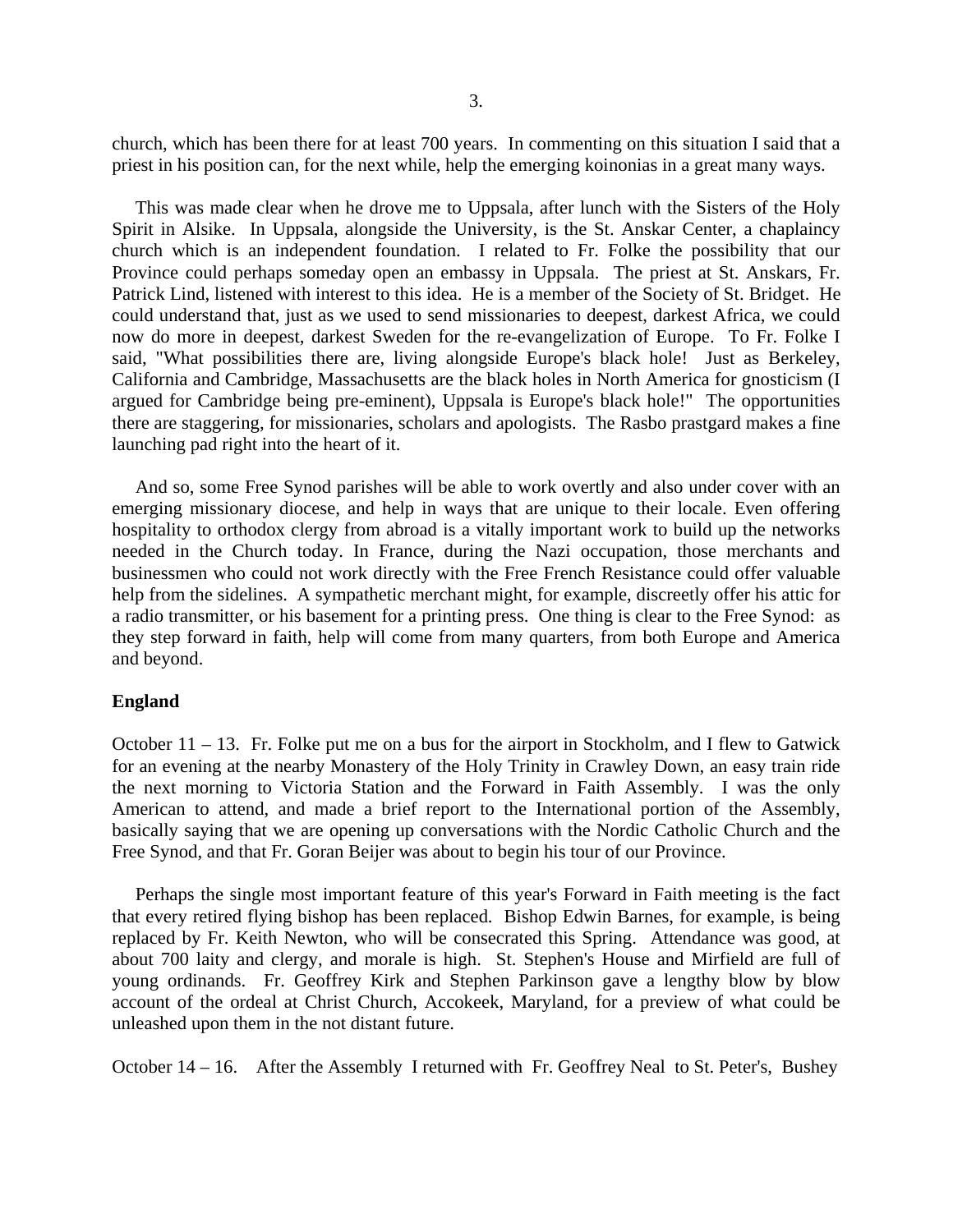church, which has been there for at least 700 years. In commenting on this situation I said that a priest in his position can, for the next while, help the emerging koinonias in a great many ways.

This was made clear when he drove me to Uppsala, after lunch with the Sisters of the Holy Spirit in Alsike. In Uppsala, alongside the University, is the St. Anskar Center, a chaplaincy church which is an independent foundation. I related to Fr. Folke the possibility that our Province could perhaps someday open an embassy in Uppsala. The priest at St. Anskars, Fr. Patrick Lind, listened with interest to this idea. He is a member of the Society of St. Bridget. He could understand that, just as we used to send missionaries to deepest, darkest Africa, we could now do more in deepest, darkest Sweden for the re-evangelization of Europe. To Fr. Folke I said, "What possibilities there are, living alongside Europe's black hole! Just as Berkeley, California and Cambridge, Massachusetts are the black holes in North America for gnosticism (I argued for Cambridge being pre-eminent), Uppsala is Europe's black hole!" The opportunities there are staggering, for missionaries, scholars and apologists. The Rasbo prastgard makes a fine launching pad right into the heart of it.

And so, some Free Synod parishes will be able to work overtly and also under cover with an emerging missionary diocese, and help in ways that are unique to their locale. Even offering hospitality to orthodox clergy from abroad is a vitally important work to build up the networks needed in the Church today. In France, during the Nazi occupation, those merchants and businessmen who could not work directly with the Free French Resistance could offer valuable help from the sidelines. A sympathetic merchant might, for example, discreetly offer his attic for a radio transmitter, or his basement for a printing press. One thing is clear to the Free Synod: as they step forward in faith, help will come from many quarters, from both Europe and America and beyond.

**England**

October 11 – 13. Fr. Folke put me on a bus for the airport in Stockholm, and I flew to Gatwick for an evening at the nearby Monastery of the Holy Trinity in Crawley Down, an easy train ride the next morning to Victoria Station and the Forward in Faith Assembly. I was the only American to attend, and made a brief report to the International portion of the Assembly, basically saying that we are opening up conversations with the Nordic Catholic Church and the Free Synod, and that Fr. Goran Beijer was about to begin his tour of our Province.

Perhaps the single most important feature of this year's Forward in Faith meeting is the fact that every retired flying bishop has been replaced. Bishop Edwin Barnes, for example, is being replaced by Fr. Keith Newton, who will be consecrated this Spring. Attendance was good, at about 700 laity and clergy, and morale is high. St. Stephen's House and Mirfield are full of young ordinands. Fr. Geoffrey Kirk and Stephen Parkinson gave a lengthy blow by blow account of the ordeal at Christ Church, Accokeek, Maryland, for a preview of what could be unleashed upon them in the not distant future.

October 14 – 16. After the Assembly I returned with Fr. Geoffrey Neal to St. Peter's, Bushey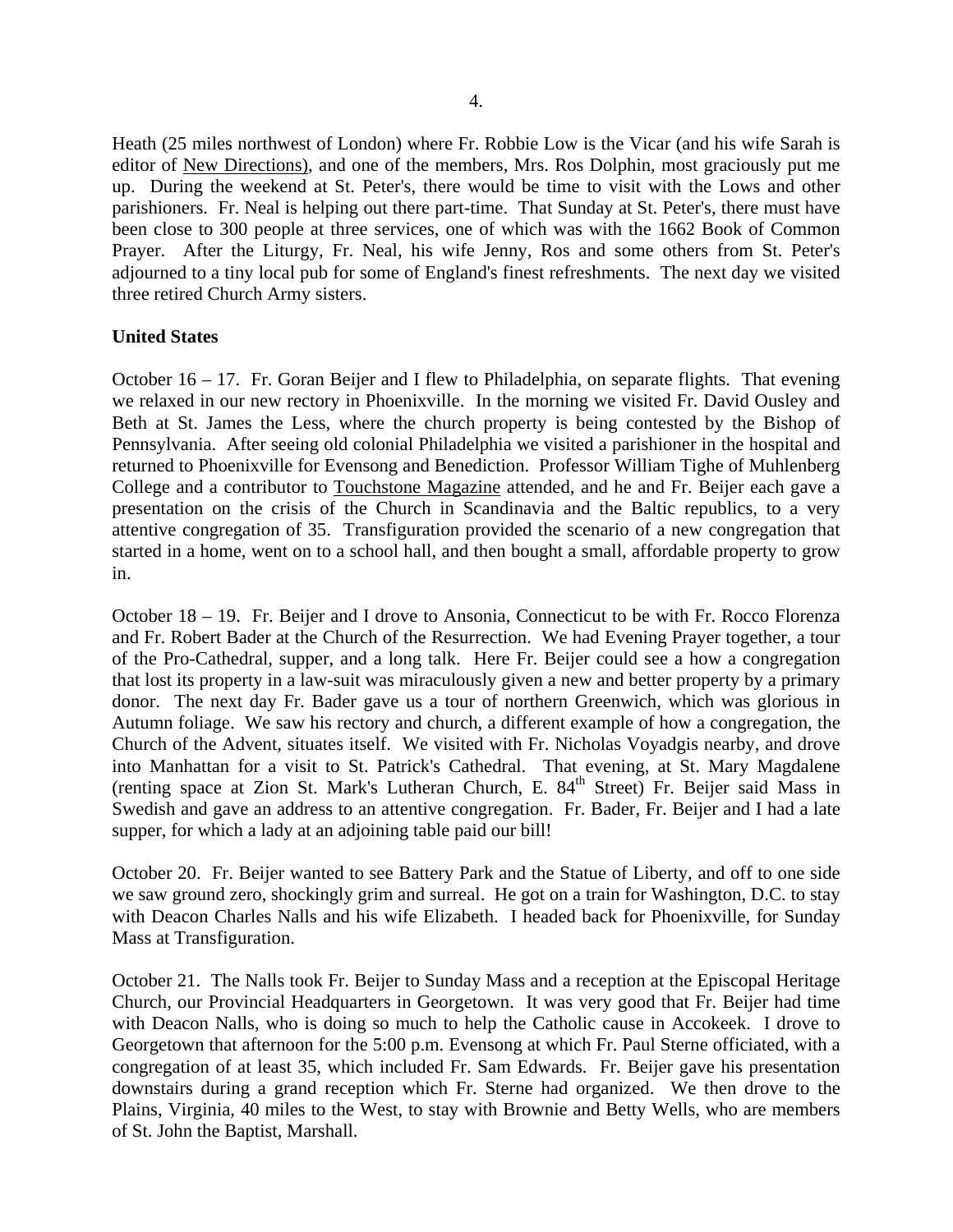Heath (25 miles northwest of London) where Fr. Robbie Low is the Vicar (and his wife Sarah is editor of New Directions), and one of the members, Mrs. Ros Dolphin, most graciously put me up. During the weekend at St. Peter's, there would be time to visit with the Lows and other parishioners. Fr. Neal is helping out there part-time. That Sunday at St. Peter's, there must have been close to 300 people at three services, one of which was with the 1662 Book of Common Prayer. After the Liturgy, Fr. Neal, his wife Jenny, Ros and some others from St. Peter's adjourned to a tiny local pub for some of England's finest refreshments. The next day we visited three retired Church Army sisters.

**United States**

October 16 – 17. Fr. Goran Beijer and I flew to Philadelphia, on separate flights. That evening we relaxed in our new rectory in Phoenixville. In the morning we visited Fr. David Ousley and Beth at St. James the Less, where the church property is being contested by the Bishop of Pennsylvania. After seeing old colonial Philadelphia we visited a parishioner in the hospital and returned to Phoenixville for Evensong and Benediction. Professor William Tighe of Muhlenberg College and a contributor to Touchstone Magazine attended, and he and Fr. Beijer each gave a presentation on the crisis of the Church in Scandinavia and the Baltic republics, to a very attentive congregation of 35. Transfiguration provided the scenario of a new congregation that started in a home, went on to a school hall, and then bought a small, affordable property to grow in.

October 18 – 19. Fr. Beijer and I drove to Ansonia, Connecticut to be with Fr. Rocco Florenza and Fr. Robert Bader at the Church of the Resurrection. We had Evening Prayer together, a tour of the Pro-Cathedral, supper, and a long talk. Here Fr. Beijer could see a how a congregation that lost its property in a law-suit was miraculously given a new and better property by a primary donor. The next day Fr. Bader gave us a tour of northern Greenwich, which was glorious in Autumn foliage. We saw his rectory and church, a different example of how a congregation, the Church of the Advent, situates itself. We visited with Fr. Nicholas Voyadgis nearby, and drove into Manhattan for a visit to St. Patrick's Cathedral. That evening, at St. Mary Magdalene (renting space at Zion St. Mark's Lutheran Church, E. 84th Street) Fr. Beijer said Mass in Swedish and gave an address to an attentive congregation. Fr. Bader, Fr. Beijer and I had a late supper, for which a lady at an adjoining table paid our bill!

October 20. Fr. Beijer wanted to see Battery Park and the Statue of Liberty, and off to one side we saw ground zero, shockingly grim and surreal. He got on a train for Washington, D.C. to stay with Deacon Charles Nalls and his wife Elizabeth. I headed back for Phoenixville, for Sunday Mass at Transfiguration.

October 21. The Nalls took Fr. Beijer to Sunday Mass and a reception at the Episcopal Heritage Church, our Provincial Headquarters in Georgetown. It was very good that Fr. Beijer had time with Deacon Nalls, who is doing so much to help the Catholic cause in Accokeek. I drove to Georgetown that afternoon for the 5:00 p.m. Evensong at which Fr. Paul Sterne officiated, with a congregation of at least 35, which included Fr. Sam Edwards. Fr. Beijer gave his presentation downstairs during a grand reception which Fr. Sterne had organized. We then drove to the Plains, Virginia, 40 miles to the West, to stay with Brownie and Betty Wells, who are members of St. John the Baptist, Marshall.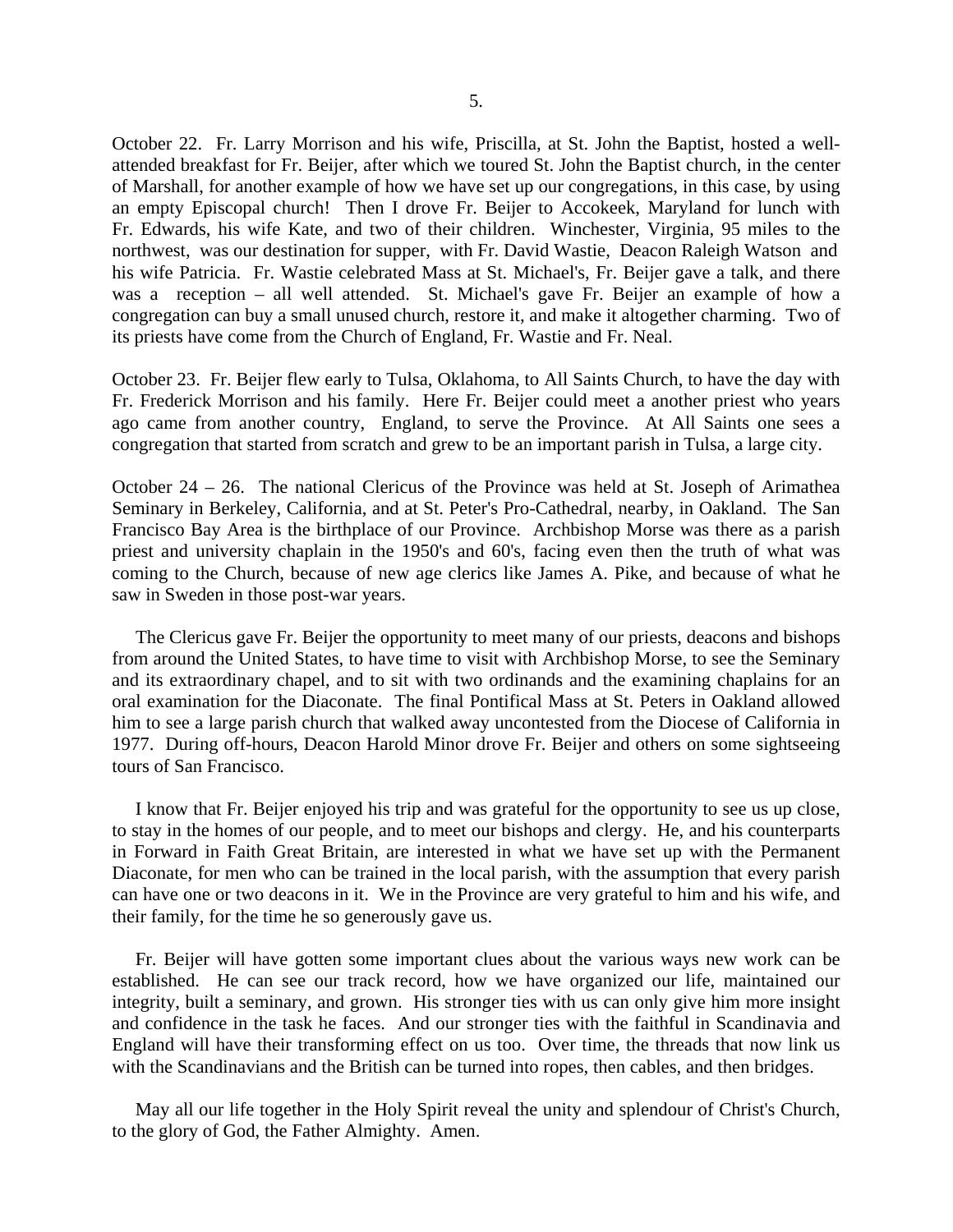October 22. Fr. Larry Morrison and his wife, Priscilla, at St. John the Baptist, hosted a well-attended breakfast for Fr. Beijer, after which we toured St. John the Baptist church, in the center of Marshall, for another example of how we have set up our congregations, in this case, by using an empty Episcopal church! Then I drove Fr. Beijer to Accokeek, Maryland for lunch with Fr. Edwards, his wife Kate, and two of their children. Winchester, Virginia, 95 miles to the northwest, was our destination for supper, with Fr. David Wastie, Deacon Raleigh Watson and his wife Patricia. Fr. Wastie celebrated Mass at St. Michael's, Fr. Beijer gave a talk, and there was a reception – all well attended. St. Michael's gave Fr. Beijer an example of how a congregation can buy a small unused church, restore it, and make it altogether charming. Two of its priests have come from the Church of England, Fr. Wastie and Fr. Neal.

October 23. Fr. Beijer flew early to Tulsa, Oklahoma, to All Saints Church, to have the day with Fr. Frederick Morrison and his family. Here Fr. Beijer could meet a another priest who years ago came from another country, England, to serve the Province. At All Saints one sees a congregation that started from scratch and grew to be an important parish in Tulsa, a large city.

October 24 – 26. The national Clericus of the Province was held at St. Joseph of Arimathea Seminary in Berkeley, California, and at St. Peter's Pro-Cathedral, nearby, in Oakland. The San Francisco Bay Area is the birthplace of our Province. Archbishop Morse was there as a parish priest and university chaplain in the 1950's and 60's, facing even then the truth of what was coming to the Church, because of new age clerics like James A. Pike, and because of what he saw in Sweden in those post-war years.

The Clericus gave Fr. Beijer the opportunity to meet many of our priests, deacons and bishops from around the United States, to have time to visit with Archbishop Morse, to see the Seminary and its extraordinary chapel, and to sit with two ordinands and the examining chaplains for an oral examination for the Diaconate. The final Pontifical Mass at St. Peters in Oakland allowed him to see a large parish church that walked away uncontested from the Diocese of California in 1977. During off-hours, Deacon Harold Minor drove Fr. Beijer and others on some sightseeing tours of San Francisco.

I know that Fr. Beijer enjoyed his trip and was grateful for the opportunity to see us up close, to stay in the homes of our people, and to meet our bishops and clergy. He, and his counterparts in Forward in Faith Great Britain, are interested in what we have set up with the Permanent Diaconate, for men who can be trained in the local parish, with the assumption that every parish can have one or two deacons in it. We in the Province are very grateful to him and his wife, and their family, for the time he so generously gave us.

Fr. Beijer will have gotten some important clues about the various ways new work can be established. He can see our track record, how we have organized our life, maintained our integrity, built a seminary, and grown. His stronger ties with us can only give him more insight and confidence in the task he faces. And our stronger ties with the faithful in Scandinavia and England will have their transforming effect on us too. Over time, the threads that now link us with the Scandinavians and the British can be turned into ropes, then cables, and then bridges.

May all our life together in the Holy Spirit reveal the unity and splendour of Christ's Church, to the glory of God, the Father Almighty. Amen.